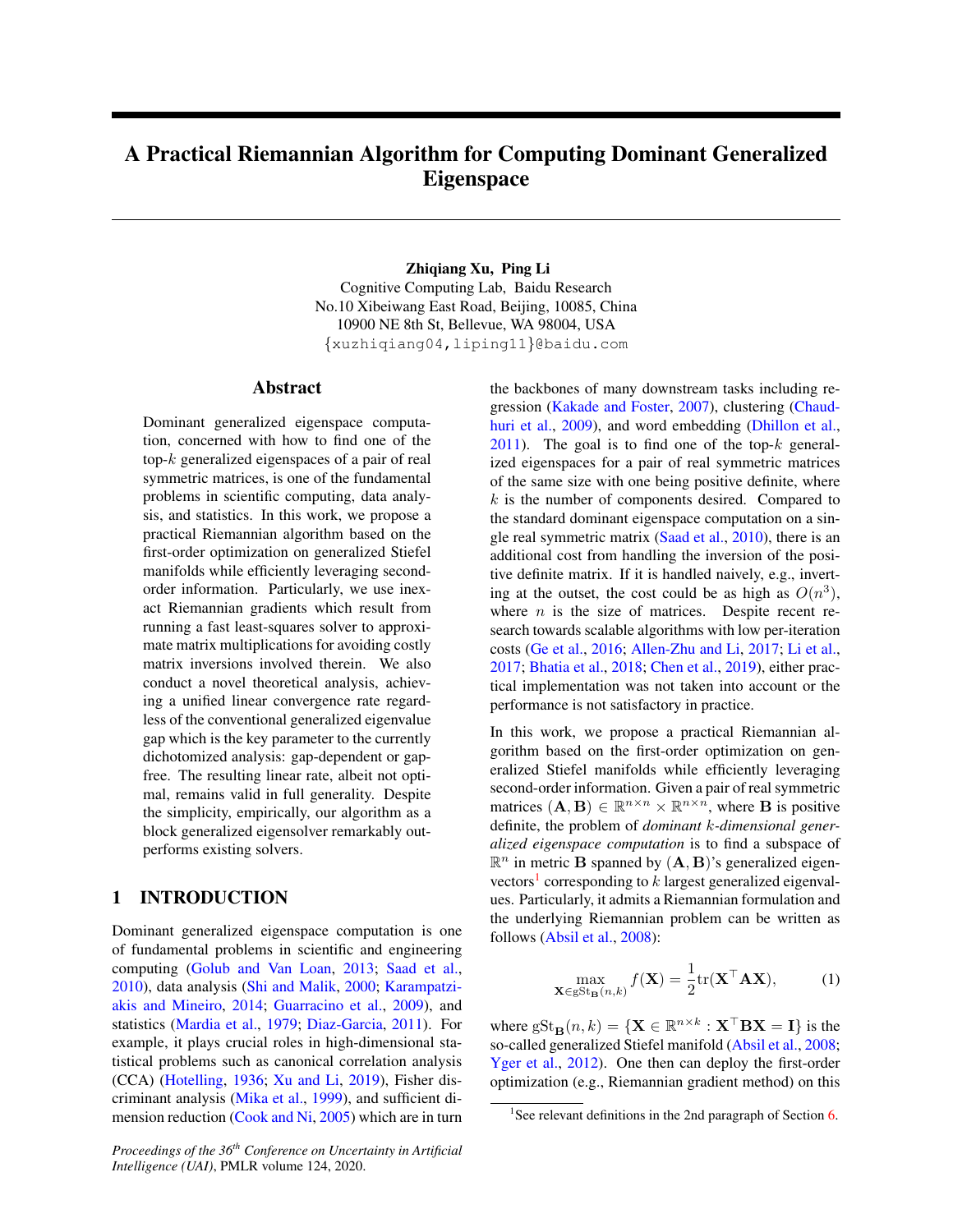# A Practical Riemannian Algorithm for Computing Dominant Generalized Eigenspace

**Zhiqiang Xu, Ping Li**
Cognitive Computing Lab, Baidu Research
No.10 Xibeiwang East Road, Beijing, 10085, China
10900 NE 8th St, Bellevue, WA 98004, USA
{xuzhiqiang04,liping11}@baidu.com

## Abstract

Dominant generalized eigenspace computation, concerned with how to find one of the top-$k$ generalized eigenspaces of a pair of real symmetric matrices, is one of the fundamental problems in scientific computing, data analysis, and statistics. In this work, we propose a practical Riemannian algorithm based on the first-order optimization on generalized Stiefel manifolds while efficiently leveraging second-order information. Particularly, we use inexact Riemannian gradients which result from running a fast least-squares solver to approximate matrix multiplications for avoiding costly matrix inversions involved therein. We also conduct a novel theoretical analysis, achieving a unified linear convergence rate regardless of the conventional generalized eigenvalue gap which is the key parameter to the currently dichotomized analysis: gap-dependent or gap-free. The resulting linear rate, albeit not optimal, remains valid in full generality. Despite the simplicity, empirically, our algorithm as a block generalized eigensolver remarkably outperforms existing solvers.

## 1 INTRODUCTION

Dominant generalized eigenspace computation is one of fundamental problems in scientific and engineering computing (Golub and Van Loan, 2013; Saad et al., 2010), data analysis (Shi and Malik, 2000; Karampatziakis and Mineiro, 2014; Guarracino et al., 2009), and statistics (Mardia et al., 1979; Diaz-Garcia, 2011). For example, it plays crucial roles in high-dimensional statistical problems such as canonical correlation analysis (CCA) (Hotelling, 1936; Xu and Li, 2019), Fisher discriminant analysis (Mika et al., 1999), and sufficient dimension reduction (Cook and Ni, 2005) which are in turn the backbones of many downstream tasks including regression (Kakade and Foster, 2007), clustering (Chaudhuri et al., 2009), and word embedding (Dhillon et al., 2011). The goal is to find one of the top-$k$ generalized eigenspaces for a pair of real symmetric matrices of the same size with one being positive definite, where $k$ is the number of components desired. Compared to the standard dominant eigenspace computation on a single real symmetric matrix (Saad et al., 2010), there is an additional cost from handling the inversion of the positive definite matrix. If it is handled naively, e.g., inverting at the outset, the cost could be as high as $O(n^3)$, where $n$ is the size of matrices. Despite recent research towards scalable algorithms with low per-iteration costs (Ge et al., 2016; Allen-Zhu and Li, 2017; Li et al., 2017; Bhatia et al., 2018; Chen et al., 2019), either practical implementation was not taken into account or the performance is not satisfactory in practice.

In this work, we propose a practical Riemannian algorithm based on the first-order optimization on generalized Stiefel manifolds while efficiently leveraging second-order information. Given a pair of real symmetric matrices $(\mathbf{A}, \mathbf{B}) \in \mathbb{R}^{n\times n} \times \mathbb{R}^{n\times n}$, where $\mathbf{B}$ is positive definite, the problem of *dominant $k$-dimensional generalized eigenspace computation* is to find a subspace of $\mathbb{R}^n$ in metric $\mathbf{B}$ spanned by $(\mathbf{A}, \mathbf{B})$'s generalized eigenvectors[1] corresponding to $k$ largest generalized eigenvalues. Particularly, it admits a Riemannian formulation and the underlying Riemannian problem can be written as follows (Absil et al., 2008):

$$\max_{\mathbf{X}\in \mathrm{gSt}_{\mathbf{B}}(n,k)} f(\mathbf{X}) = \frac{1}{2}\mathrm{tr}(\mathbf{X}^\top \mathbf{A}\mathbf{X}), \tag{1}$$

where $\mathrm{gSt}_{\mathbf{B}}(n,k) = \{\mathbf{X} \in \mathbb{R}^{n\times k} : \mathbf{X}^\top \mathbf{B}\mathbf{X} = \mathbf{I}\}$ is the so-called generalized Stiefel manifold (Absil et al., 2008; Yger et al., 2012). One then can deploy the first-order optimization (e.g., Riemannian gradient method) on this

[1] See relevant definitions in the 2nd paragraph of Section 6.

*Proceedings of the 36th Conference on Uncertainty in Artificial Intelligence (UAI)*, PMLR volume 124, 2020.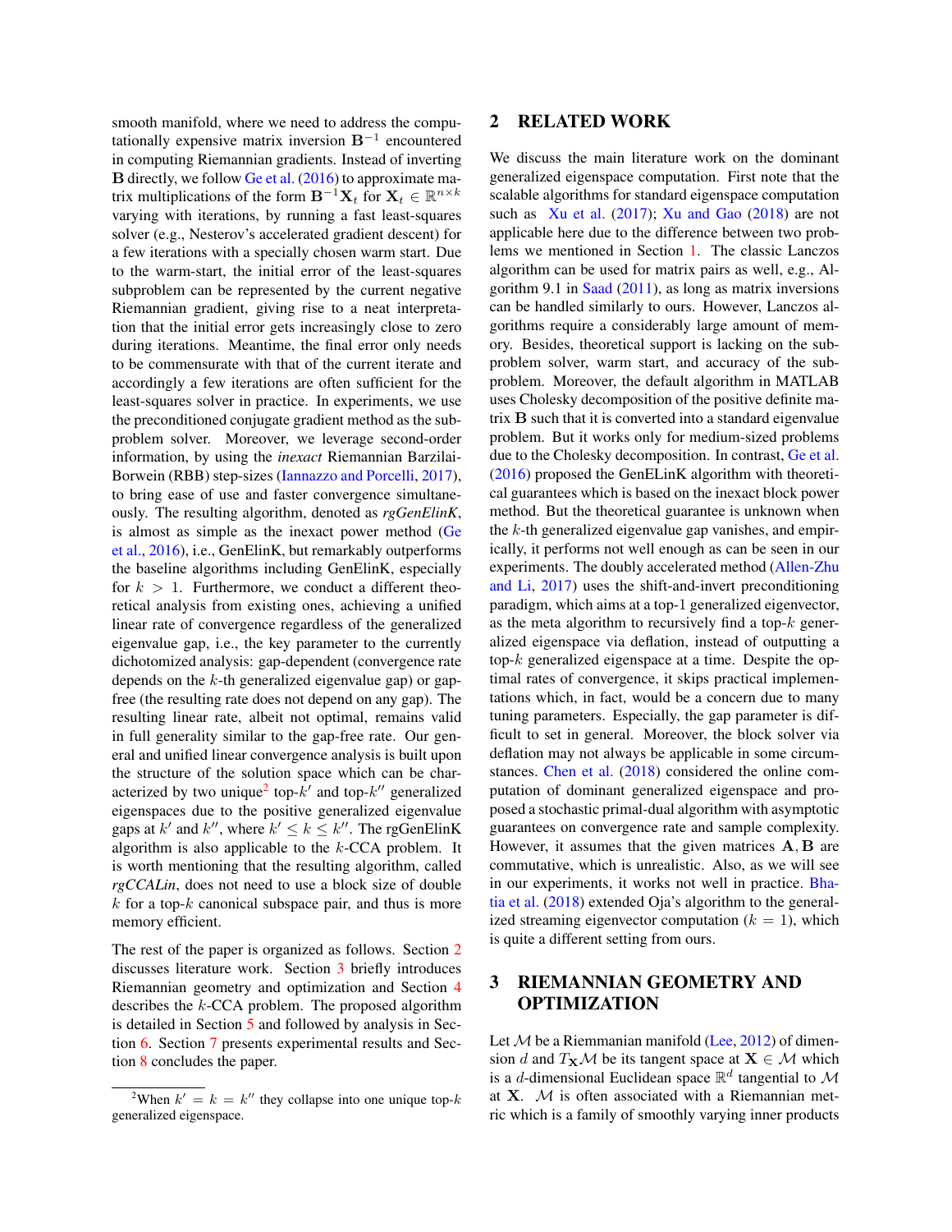smooth manifold, where we need to address the computationally expensive matrix inversion $\mathbf{B}^{-1}$ encountered in computing Riemannian gradients. Instead of inverting $\mathbf{B}$ directly, we follow Ge et al. (2016) to approximate matrix multiplications of the form $\mathbf{B}^{-1}\mathbf{X}_t$ for $\mathbf{X}_t \in \mathbb{R}^{n\times k}$ varying with iterations, by running a fast least-squares solver (e.g., Nesterov's accelerated gradient descent) for a few iterations with a specially chosen warm start. Due to the warm-start, the initial error of the least-squares subproblem can be represented by the current negative Riemannian gradient, giving rise to a neat interpretation that the initial error gets increasingly close to zero during iterations. Meantime, the final error only needs to be commensurate with that of the current iterate and accordingly a few iterations are often sufficient for the least-squares solver in practice. In experiments, we use the preconditioned conjugate gradient method as the subproblem solver. Moreover, we leverage second-order information, by using the *inexact* Riemannian Barzilai-Borwein (RBB) step-sizes (Iannazzo and Porcelli, 2017), to bring ease of use and faster convergence simultaneously. The resulting algorithm, denoted as *rgGenElinK*, is almost as simple as the inexact power method (Ge et al., 2016), i.e., GenElinK, but remarkably outperforms the baseline algorithms including GenElinK, especially for $k > 1$. Furthermore, we conduct a different theoretical analysis from existing ones, achieving a unified linear rate of convergence regardless of the generalized eigenvalue gap, i.e., the key parameter to the currently dichotomized analysis: gap-dependent (convergence rate depends on the $k$-th generalized eigenvalue gap) or gap-free (the resulting rate does not depend on any gap). The resulting linear rate, albeit not optimal, remains valid in full generality similar to the gap-free rate. Our general and unified linear convergence analysis is built upon the structure of the solution space which can be characterized by two unique[2] top-$k'$ and top-$k''$ generalized eigenspaces due to the positive generalized eigenvalue gaps at $k'$ and $k''$, where $k' \leq k \leq k''$. The rgGenElinK algorithm is also applicable to the $k$-CCA problem. It is worth mentioning that the resulting algorithm, called *rgCCALin*, does not need to use a block size of double $k$ for a top-$k$ canonical subspace pair, and thus is more memory efficient.

The rest of the paper is organized as follows. Section 2 discusses literature work. Section 3 briefly introduces Riemannian geometry and optimization and Section 4 describes the $k$-CCA problem. The proposed algorithm is detailed in Section 5 and followed by analysis in Section 6. Section 7 presents experimental results and Section 8 concludes the paper.

[2] When $k' = k = k''$ they collapse into one unique top-$k$ generalized eigenspace.

## 2 RELATED WORK

We discuss the main literature work on the dominant generalized eigenspace computation. First note that the scalable algorithms for standard eigenspace computation such as Xu et al. (2017); Xu and Gao (2018) are not applicable here due to the difference between two problems we mentioned in Section 1. The classic Lanczos algorithm can be used for matrix pairs as well, e.g., Algorithm 9.1 in Saad (2011), as long as matrix inversions can be handled similarly to ours. However, Lanczos algorithms require a considerably large amount of memory. Besides, theoretical support is lacking on the subproblem solver, warm start, and accuracy of the subproblem. Moreover, the default algorithm in MATLAB uses Cholesky decomposition of the positive definite matrix $\mathbf{B}$ such that it is converted into a standard eigenvalue problem. But it works only for medium-sized problems due to the Cholesky decomposition. In contrast, Ge et al. (2016) proposed the GenELinK algorithm with theoretical guarantees which is based on the inexact block power method. But the theoretical guarantee is unknown when the $k$-th generalized eigenvalue gap vanishes, and empirically, it performs not well enough as can be seen in our experiments. The doubly accelerated method (Allen-Zhu and Li, 2017) uses the shift-and-invert preconditioning paradigm, which aims at a top-1 generalized eigenvector, as the meta algorithm to recursively find a top-$k$ generalized eigenspace via deflation, instead of outputting a top-$k$ generalized eigenspace at a time. Despite the optimal rates of convergence, it skips practical implementations which, in fact, would be a concern due to many tuning parameters. Especially, the gap parameter is difficult to set in general. Moreover, the block solver via deflation may not always be applicable in some circumstances. Chen et al. (2018) considered the online computation of dominant generalized eigenspace and proposed a stochastic primal-dual algorithm with asymptotic guarantees on convergence rate and sample complexity. However, it assumes that the given matrices $\mathbf{A}, \mathbf{B}$ are commutative, which is unrealistic. Also, as we will see in our experiments, it works not well in practice. Bhatia et al. (2018) extended Oja's algorithm to the generalized streaming eigenvector computation ($k = 1$), which is quite a different setting from ours.

## 3 RIEMANNIAN GEOMETRY AND OPTIMIZATION

Let $\mathcal{M}$ be a Riemmannian manifold (Lee, 2012) of dimension $d$ and $T_{\mathbf{X}}\mathcal{M}$ be its tangent space at $\mathbf{X} \in \mathcal{M}$ which is a $d$-dimensional Euclidean space $\mathbb{R}^d$ tangential to $\mathcal{M}$ at $\mathbf{X}$. $\mathcal{M}$ is often associated with a Riemannian metric which is a family of smoothly varying inner products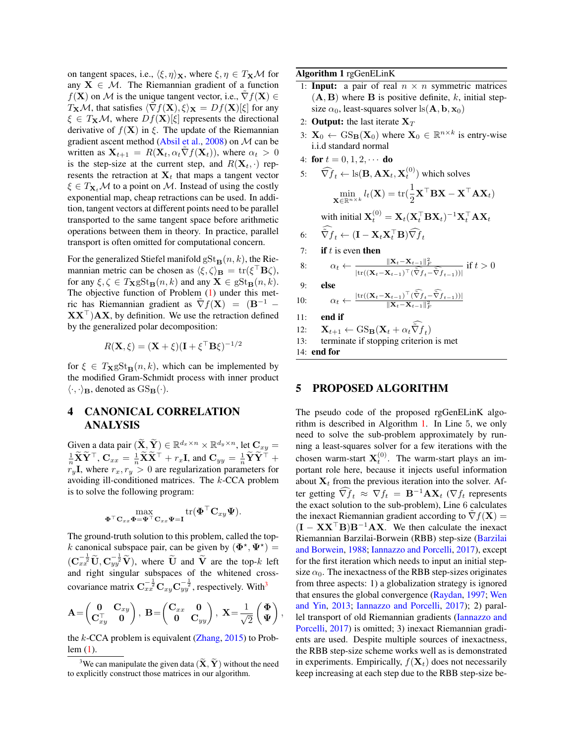on tangent spaces, i.e., $\langle \xi, \eta \rangle_{\mathbf{X}}$, where $\xi, \eta \in T_{\mathbf{X}}\mathcal{M}$ for any $\mathbf{X} \in \mathcal{M}$. The Riemannian gradient of a function $f(\mathbf{X})$ on $\mathcal{M}$ is the unique tangent vector, i.e., $\tilde{\nabla} f(\mathbf{X}) \in T_{\mathbf{X}}\mathcal{M}$, that satisfies $\langle \tilde{\nabla} f(\mathbf{X}), \xi \rangle_{\mathbf{X}} = Df(\mathbf{X})[\xi]$ for any $\xi \in T_{\mathbf{X}}\mathcal{M}$, where $Df(\mathbf{X})[\xi]$ represents the directional derivative of $f(\mathbf{X})$ in $\xi$. The update of the Riemannian gradient ascent method (Absil et al., 2008) on $\mathcal{M}$ can be written as $\mathbf{X}_{t+1} = R(\mathbf{X}_t, \alpha_t \tilde{\nabla} f(\mathbf{X}_t))$, where $\alpha_t > 0$ is the step-size at the current step, and $R(\mathbf{X}_t, \cdot)$ represents the retraction at $\mathbf{X}_t$ that maps a tangent vector $\xi \in T_{\mathbf{X}_t}\mathcal{M}$ to a point on $\mathcal{M}$. Instead of using the costly exponential map, cheap retractions can be used. In addition, tangent vectors at different points need to be parallel transported to the same tangent space before arithmetic operations between them in theory. In practice, parallel transport is often omitted for computational concern.

For the generalized Stiefel manifold $\mathrm{gSt}_{\mathbf{B}}(n, k)$, the Riemannian metric can be chosen as $\langle \xi, \zeta \rangle_{\mathbf{B}} = \mathrm{tr}(\xi^\top \mathbf{B} \zeta)$, for any $\xi, \zeta \in T_{\mathbf{X}}\mathrm{gSt}_{\mathbf{B}}(n, k)$ and any $\mathbf{X} \in \mathrm{gSt}_{\mathbf{B}}(n, k)$. The objective function of Problem (1) under this metric has Riemannian gradient as $\tilde{\nabla} f(\mathbf{X}) = (\mathbf{B}^{-1} - \mathbf{X}\mathbf{X}^\top)\mathbf{A}\mathbf{X}$, by definition. We use the retraction defined by the generalized polar decomposition:

$$R(\mathbf{X}, \xi) = (\mathbf{X} + \xi)(\mathbf{I} + \xi^\top \mathbf{B} \xi)^{-1/2}$$

for $\xi \in T_{\mathbf{X}}\mathrm{gSt}_{\mathbf{B}}(n, k)$, which can be implemented by the modified Gram-Schmidt process with inner product $\langle \cdot, \cdot \rangle_{\mathbf{B}}$, denoted as $\mathrm{GS}_{\mathbf{B}}(\cdot)$.

## 4 CANONICAL CORRELATION ANALYSIS

Given a data pair $(\widetilde{\mathbf{X}}, \widetilde{\mathbf{Y}}) \in \mathbb{R}^{d_x \times n} \times \mathbb{R}^{d_y \times n}$, let $\mathbf{C}_{xy} = \frac{1}{n}\widetilde{\mathbf{X}}\widetilde{\mathbf{Y}}^\top$, $\mathbf{C}_{xx} = \frac{1}{n}\widetilde{\mathbf{X}}\widetilde{\mathbf{X}}^\top + r_x \mathbf{I}$, and $\mathbf{C}_{yy} = \frac{1}{n}\widetilde{\mathbf{Y}}\widetilde{\mathbf{Y}}^\top + r_y \mathbf{I}$, where $r_x, r_y > 0$ are regularization parameters for avoiding ill-conditioned matrices. The $k$-CCA problem is to solve the following program:

$$\max_{\mathbf{\Phi}^\top \mathbf{C}_{xx} \mathbf{\Phi} = \mathbf{\Psi}^\top \mathbf{C}_{xx} \mathbf{\Psi} = \mathbf{I}} \mathrm{tr}(\mathbf{\Phi}^\top \mathbf{C}_{xy} \mathbf{\Psi}).$$

The ground-truth solution to this problem, called the top-$k$ canonical subspace pair, can be given by $(\mathbf{\Phi}^\star, \mathbf{\Psi}^\star) = (\mathbf{C}_{xx}^{-\frac{1}{2}}\widetilde{\mathbf{U}}, \mathbf{C}_{yy}^{-\frac{1}{2}}\widetilde{\mathbf{V}})$, where $\widetilde{\mathbf{U}}$ and $\widetilde{\mathbf{V}}$ are the top-$k$ left and right singular subspaces of the whitened cross-covariance matrix $\mathbf{C}_{xx}^{-\frac{1}{2}}\mathbf{C}_{xy}\mathbf{C}_{yy}^{-\frac{1}{2}}$, respectively. With[3]

$$\mathbf{A} = \begin{pmatrix} \mathbf{0} & \mathbf{C}_{xy} \\ \mathbf{C}_{xy}^\top & \mathbf{0} \end{pmatrix}, \; \mathbf{B} = \begin{pmatrix} \mathbf{C}_{xx} & \mathbf{0} \\ \mathbf{0} & \mathbf{C}_{yy} \end{pmatrix}, \; \mathbf{X} = \frac{1}{\sqrt{2}} \begin{pmatrix} \mathbf{\Phi} \\ \mathbf{\Psi} \end{pmatrix},$$

the $k$-CCA problem is equivalent (Zhang, 2015) to Problem (1).

[3] We can manipulate the given data $(\widetilde{\mathbf{X}}, \widetilde{\mathbf{Y}})$ without the need to explicitly construct those matrices in our algorithm.

**Algorithm 1** rgGenELinK

1: **Input:** a pair of real $n \times n$ symmetric matrices $(\mathbf{A}, \mathbf{B})$ where $\mathbf{B}$ is positive definite, $k$, initial step-size $\alpha_0$, least-squares solver $\mathrm{ls}(\mathbf{A}, \mathbf{b}, \mathbf{x}_0)$
2: **Output:** the last iterate $\mathbf{X}_T$
3: $\mathbf{X}_0 \leftarrow \mathrm{GS}_{\mathbf{B}}(\mathbf{X}_0)$ where $\mathbf{X}_0 \in \mathbb{R}^{n \times k}$ is entry-wise i.i.d standard normal
4: **for** $t = 0, 1, 2, \cdots$ **do**
5: $\quad \widehat{\nabla} f_t \leftarrow \mathrm{ls}(\mathbf{B}, \mathbf{A}\mathbf{X}_t, \mathbf{X}_t^{(0)})$ which solves
$$\min_{\mathbf{X} \in \mathbb{R}^{n \times k}} l_t(\mathbf{X}) = \mathrm{tr}(\frac{1}{2}\mathbf{X}^\top \mathbf{B} \mathbf{X} - \mathbf{X}^\top \mathbf{A} \mathbf{X}_t)$$
$\quad$ with initial $\mathbf{X}_t^{(0)} = \mathbf{X}_t(\mathbf{X}_t^\top \mathbf{B} \mathbf{X}_t)^{-1}\mathbf{X}_t^\top \mathbf{A} \mathbf{X}_t$
6: $\quad \widehat{\tilde{\nabla}} f_t \leftarrow (\mathbf{I} - \mathbf{X}_t \mathbf{X}_t^\top \mathbf{B})\widehat{\nabla} f_t$
7: $\quad$ **if** $t$ is even **then**
8: $\quad\quad \alpha_t \leftarrow \frac{\|\mathbf{X}_t - \mathbf{X}_{t-1}\|_F^2}{|\mathrm{tr}((\mathbf{X}_t - \mathbf{X}_{t-1})^\top (\widehat{\tilde{\nabla}} f_t - \widehat{\tilde{\nabla}} f_{t-1}))|}$ if $t > 0$
9: $\quad$ **else**
10: $\quad\quad \alpha_t \leftarrow \frac{|\mathrm{tr}((\mathbf{X}_t - \mathbf{X}_{t-1})^\top (\widehat{\tilde{\nabla}} f_t - \widehat{\tilde{\nabla}} f_{t-1}))|}{\|\mathbf{X}_t - \mathbf{X}_{t-1}\|_F^2}$
11: $\quad$ **end if**
12: $\quad \mathbf{X}_{t+1} \leftarrow \mathrm{GS}_{\mathbf{B}}(\mathbf{X}_t + \alpha_t \widehat{\tilde{\nabla}} f_t)$
13: $\quad$ terminate if stopping criterion is met
14: **end for**

## 5 PROPOSED ALGORITHM

The pseudo code of the proposed rgGenELinK algorithm is described in Algorithm 1. In Line 5, we only need to solve the sub-problem approximately by running a least-squares solver for a few iterations with the chosen warm-start $\mathbf{X}_t^{(0)}$. The warm-start plays an important role here, because it injects useful information about $\mathbf{X}_t$ from the previous iteration into the solver. After getting $\widehat{\nabla} f_t \approx \nabla f_t = \mathbf{B}^{-1}\mathbf{A}\mathbf{X}_t$ ($\nabla f_t$ represents the exact solution to the sub-problem), Line 6 calculates the inexact Riemannian gradient according to $\tilde{\nabla} f(\mathbf{X}) = (\mathbf{I} - \mathbf{X}\mathbf{X}^\top \mathbf{B})\mathbf{B}^{-1}\mathbf{A}\mathbf{X}$. We then calculate the inexact Riemannian Barzilai-Borwein (RBB) step-size (Barzilai and Borwein, 1988; Iannazzo and Porcelli, 2017), except for the first iteration which needs to input an initial step-size $\alpha_0$. The inexactness of the RBB step-sizes originates from three aspects: 1) a globalization strategy is ignored that ensures the global convergence (Raydan, 1997; Wen and Yin, 2013; Iannazzo and Porcelli, 2017); 2) parallel transport of old Riemannian gradients (Iannazzo and Porcelli, 2017) is omitted; 3) inexact Riemannian gradients are used. Despite multiple sources of inexactness, the RBB step-size scheme works well as is demonstrated in experiments. Empirically, $f(\mathbf{X}_t)$ does not necessarily keep increasing at each step due to the RBB step-size be-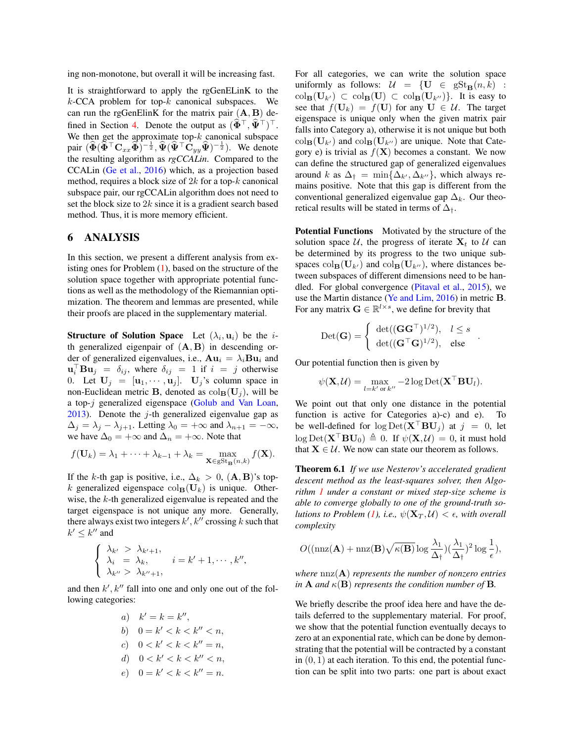ing non-monotone, but overall it will be increasing fast.

It is straightforward to apply the rgGenELinK to the $k$-CCA problem for top-$k$ canonical subspaces. We can run the rgGenElinK for the matrix pair $(\mathbf{A}, \mathbf{B})$ defined in Section 4. Denote the output as $(\widehat{\mathbf{\Phi}}^\top, \widehat{\mathbf{\Psi}}^\top)^\top$. We then get the approximate top-$k$ canonical subspace pair $(\widehat{\mathbf{\Phi}}(\widehat{\mathbf{\Phi}}^\top \mathbf{C}_{xx}\widehat{\mathbf{\Phi}})^{-\frac{1}{2}}, \widehat{\mathbf{\Psi}}(\widehat{\mathbf{\Psi}}^\top \mathbf{C}_{yy}\widehat{\mathbf{\Psi}})^{-\frac{1}{2}})$. We denote the resulting algorithm as *rgCCALin*. Compared to the CCALin (Ge et al., 2016) which, as a projection based method, requires a block size of $2k$ for a top-$k$ canonical subspace pair, our rgCCALin algorithm does not need to set the block size to $2k$ since it is a gradient search based method. Thus, it is more memory efficient.

## 6 ANALYSIS

In this section, we present a different analysis from existing ones for Problem (1), based on the structure of the solution space together with appropriate potential functions as well as the methodology of the Riemannian optimization. The theorem and lemmas are presented, while their proofs are placed in the supplementary material.

**Structure of Solution Space** Let $(\lambda_i, \mathbf{u}_i)$ be the $i$-th generalized eigenpair of $(\mathbf{A}, \mathbf{B})$ in descending order of generalized eigenvalues, i.e., $\mathbf{A}\mathbf{u}_i = \lambda_i \mathbf{B}\mathbf{u}_i$ and $\mathbf{u}_i^\top \mathbf{B}\mathbf{u}_j = \delta_{ij}$, where $\delta_{ij} = 1$ if $i = j$ otherwise 0. Let $\mathbf{U}_j = [\mathbf{u}_1, \cdots, \mathbf{u}_j]$. $\mathbf{U}_j$'s column space in non-Euclidean metric $\mathbf{B}$, denoted as $\text{col}_{\mathbf{B}}(\mathbf{U}_j)$, will be a top-$j$ generalized eigenspace (Golub and Van Loan, 2013). Denote the $j$-th generalized eigenvalue gap as $\Delta_j = \lambda_j - \lambda_{j+1}$. Letting $\lambda_0 = +\infty$ and $\lambda_{n+1} = -\infty$, we have $\Delta_0 = +\infty$ and $\Delta_n = +\infty$. Note that

$$f(\mathbf{U}_k) = \lambda_1 + \cdots + \lambda_{k-1} + \lambda_k = \max_{\mathbf{X} \in \text{gSt}_{\mathbf{B}}(n,k)} f(\mathbf{X}).$$

If the $k$-th gap is positive, i.e., $\Delta_k > 0$, $(\mathbf{A}, \mathbf{B})$'s top-$k$ generalized eigenspace $\text{col}_{\mathbf{B}}(\mathbf{U}_k)$ is unique. Otherwise, the $k$-th generalized eigenvalue is repeated and the target eigenspace is not unique any more. Generally, there always exist two integers $k', k''$ crossing $k$ such that $k' \leq k''$ and

$$\begin{cases} \lambda_{k'} > \lambda_{k'+1}, \\ \lambda_i = \lambda_k, \quad i = k'+1, \cdots, k'', \\ \lambda_{k''} > \lambda_{k''+1}, \end{cases}$$

and then $k', k''$ fall into one and only one out of the following categories:

$$\begin{aligned} a) &\quad k' = k = k'', \\ b) &\quad 0 = k' < k < k'' < n, \\ c) &\quad 0 < k' < k < k'' = n, \\ d) &\quad 0 < k' < k < k'' < n, \\ e) &\quad 0 = k' < k < k'' = n. \end{aligned}$$

For all categories, we can write the solution space uniformly as follows: $\mathcal{U} = \{\mathbf{U} \in \text{gSt}_{\mathbf{B}}(n,k) : \text{col}_{\mathbf{B}}(\mathbf{U}_{k'}) \subset \text{col}_{\mathbf{B}}(\mathbf{U}) \subset \text{col}_{\mathbf{B}}(\mathbf{U}_{k''})\}$. It is easy to see that $f(\mathbf{U}_k) = f(\mathbf{U})$ for any $\mathbf{U} \in \mathcal{U}$. The target eigenspace is unique only when the given matrix pair falls into Category a), otherwise it is not unique but both $\text{col}_{\mathbf{B}}(\mathbf{U}_{k'})$ and $\text{col}_{\mathbf{B}}(\mathbf{U}_{k''})$ are unique. Note that Category e) is trivial as $f(\mathbf{X})$ becomes a constant. We now can define the structured gap of generalized eigenvalues around $k$ as $\Delta_\dagger = \min\{\Delta_{k'}, \Delta_{k''}\}$, which always remains positive. Note that this gap is different from the conventional generalized eigenvalue gap $\Delta_k$. Our theoretical results will be stated in terms of $\Delta_\dagger$.

**Potential Functions** Motivated by the structure of the solution space $\mathcal{U}$, the progress of iterate $\mathbf{X}_t$ to $\mathcal{U}$ can be determined by its progress to the two unique subspaces $\text{col}_{\mathbf{B}}(\mathbf{U}_{k'})$ and $\text{col}_{\mathbf{B}}(\mathbf{U}_{k''})$, where distances between subspaces of different dimensions need to be handled. For global convergence (Pitaval et al., 2015), we use the Martin distance (Ye and Lim, 2016) in metric $\mathbf{B}$. For any matrix $\mathbf{G} \in \mathbb{R}^{l \times s}$, we define for brevity that

$$\text{Det}(\mathbf{G}) = \begin{cases} \det((\mathbf{G}\mathbf{G}^\top)^{1/2}), & l \leq s \\ \det((\mathbf{G}^\top\mathbf{G})^{1/2}), & \text{else} \end{cases}.$$

Our potential function then is given by

$$\psi(\mathbf{X}, \mathcal{U}) = \max_{l = k' \text{ or } k''} -2 \log \text{Det}(\mathbf{X}^\top \mathbf{B} \mathbf{U}_l).$$

We point out that only one distance in the potential function is active for Categories a)-c) and e). To be well-defined for $\log \text{Det}(\mathbf{X}^\top \mathbf{B} \mathbf{U}_j)$ at $j = 0$, let $\log \text{Det}(\mathbf{X}^\top \mathbf{B} \mathbf{U}_0) \triangleq 0$. If $\psi(\mathbf{X}, \mathcal{U}) = 0$, it must hold that $\mathbf{X} \in \mathcal{U}$. We now can state our theorem as follows.

**Theorem 6.1** *If we use Nesterov's accelerated gradient descent method as the least-squares solver, then Algorithm 1 under a constant or mixed step-size scheme is able to converge globally to one of the ground-truth solutions to Problem (1), i.e., $\psi(\mathbf{X}_T, \mathcal{U}) < \epsilon$, with overall complexity*

$$O((\text{nnz}(\mathbf{A}) + \text{nnz}(\mathbf{B})\sqrt{\kappa(\mathbf{B})} \log \frac{\lambda_1}{\Delta_\dagger})(\frac{\lambda_1}{\Delta_\dagger})^2 \log \frac{1}{\epsilon}),$$

*where $\text{nnz}(\mathbf{A})$ represents the number of nonzero entries in $\mathbf{A}$ and $\kappa(\mathbf{B})$ represents the condition number of $\mathbf{B}$.*

We briefly describe the proof idea here and have the details deferred to the supplementary material. For proof, we show that the potential function eventually decays to zero at an exponential rate, which can be done by demonstrating that the potential will be contracted by a constant in $(0, 1)$ at each iteration. To this end, the potential function can be split into two parts: one part is about exact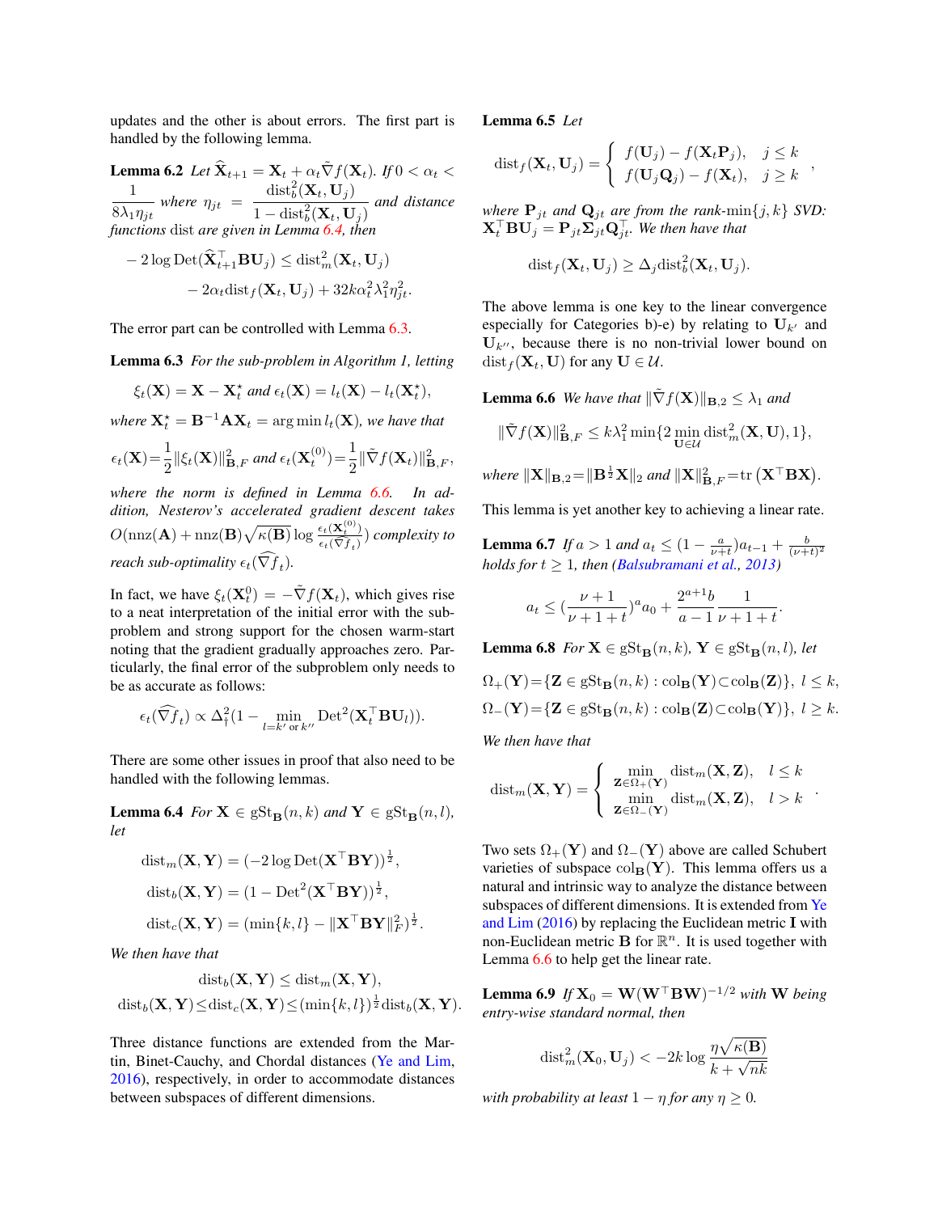updates and the other is about errors. The first part is handled by the following lemma.

**Lemma 6.2** *Let $\widehat{\mathbf{X}}_{t+1} = \mathbf{X}_t + \alpha_t \tilde{\nabla} f(\mathbf{X}_t)$. If $0 < \alpha_t < \frac{1}{8\lambda_1 \eta_{jt}}$ where $\eta_{jt} = \frac{\mathrm{dist}_b^2(\mathbf{X}_t, \mathbf{U}_j)}{1 - \mathrm{dist}_b^2(\mathbf{X}_t, \mathbf{U}_j)}$ and distance functions* dist *are given in Lemma 6.4, then*

$$
\begin{aligned}
-2\log \mathrm{Det}(\widehat{\mathbf{X}}_{t+1}^\top \mathbf{B}\mathbf{U}_j) \le\ & \mathrm{dist}_m^2(\mathbf{X}_t, \mathbf{U}_j) \\
& - 2\alpha_t \mathrm{dist}_f(\mathbf{X}_t, \mathbf{U}_j) + 32k\alpha_t^2\lambda_1^2\eta_{jt}^2.
\end{aligned}
$$

The error part can be controlled with Lemma 6.3.

**Lemma 6.3** *For the sub-problem in Algorithm 1, letting*

$$
\xi_t(\mathbf{X}) = \mathbf{X} - \mathbf{X}_t^\star \text{ and } \epsilon_t(\mathbf{X}) = l_t(\mathbf{X}) - l_t(\mathbf{X}_t^\star),
$$

*where $\mathbf{X}_t^\star = \mathbf{B}^{-1}\mathbf{A}\mathbf{X}_t = \arg\min l_t(\mathbf{X})$, we have that*

$$
\epsilon_t(\mathbf{X}) = \frac{1}{2}\|\xi_t(\mathbf{X})\|_{\mathbf{B},F}^2 \text{ and } \epsilon_t(\mathbf{X}_t^{(0)}) = \frac{1}{2}\|\tilde{\nabla} f(\mathbf{X}_t)\|_{\mathbf{B},F}^2,
$$

*where the norm is defined in Lemma 6.6. In addition, Nesterov's accelerated gradient descent takes $O(\mathrm{nnz}(\mathbf{A}) + \mathrm{nnz}(\mathbf{B})\sqrt{\kappa(\mathbf{B})}\log\frac{\epsilon_t(\mathbf{X}_t^{(0)})}{\epsilon_t(\widehat{\nabla} f_t)})$ complexity to reach sub-optimality $\epsilon_t(\widehat{\nabla} f_t)$.*

In fact, we have $\xi_t(\mathbf{X}_t^0) = -\tilde{\nabla} f(\mathbf{X}_t)$, which gives rise to a neat interpretation of the initial error with the subproblem and strong support for the chosen warm-start noting that the gradient gradually approaches zero. Particularly, the final error of the subproblem only needs to be as accurate as follows:

$$
\epsilon_t(\widehat{\nabla} f_t) \propto \Delta_\dagger^2 (1 - \min_{l = k' \text{ or } k''} \mathrm{Det}^2(\mathbf{X}_t^\top \mathbf{B}\mathbf{U}_l)).
$$

There are some other issues in proof that also need to be handled with the following lemmas.

**Lemma 6.4** *For $\mathbf{X} \in \mathrm{gSt}_{\mathbf{B}}(n,k)$ and $\mathbf{Y} \in \mathrm{gSt}_{\mathbf{B}}(n,l)$, let*

$$
\begin{aligned}
\mathrm{dist}_m(\mathbf{X},\mathbf{Y}) &= (-2\log \mathrm{Det}(\mathbf{X}^\top\mathbf{B}\mathbf{Y}))^{\frac{1}{2}}, \\
\mathrm{dist}_b(\mathbf{X},\mathbf{Y}) &= (1 - \mathrm{Det}^2(\mathbf{X}^\top\mathbf{B}\mathbf{Y}))^{\frac{1}{2}}, \\
\mathrm{dist}_c(\mathbf{X},\mathbf{Y}) &= (\min\{k,l\} - \|\mathbf{X}^\top\mathbf{B}\mathbf{Y}\|_F^2)^{\frac{1}{2}}.
\end{aligned}
$$

*We then have that*

$$
\begin{aligned}
& \mathrm{dist}_b(\mathbf{X},\mathbf{Y}) \le \mathrm{dist}_m(\mathbf{X},\mathbf{Y}), \\
& \mathrm{dist}_b(\mathbf{X},\mathbf{Y}) \le \mathrm{dist}_c(\mathbf{X},\mathbf{Y}) \le (\min\{k,l\})^{\frac{1}{2}}\mathrm{dist}_b(\mathbf{X},\mathbf{Y}).
\end{aligned}
$$

Three distance functions are extended from the Martin, Binet-Cauchy, and Chordal distances (Ye and Lim, 2016), respectively, in order to accommodate distances between subspaces of different dimensions.

**Lemma 6.5** *Let*

$$
\mathrm{dist}_f(\mathbf{X}_t, \mathbf{U}_j) = \begin{cases} f(\mathbf{U}_j) - f(\mathbf{X}_t\mathbf{P}_j), & j \le k \\ f(\mathbf{U}_j\mathbf{Q}_j) - f(\mathbf{X}_t), & j \ge k \end{cases},
$$

*where $\mathbf{P}_{jt}$ and $\mathbf{Q}_{jt}$ are from the rank-$\min\{j,k\}$ SVD: $\mathbf{X}_t^\top \mathbf{B}\mathbf{U}_j = \mathbf{P}_{jt}\mathbf{\Sigma}_{jt}\mathbf{Q}_{jt}^\top$. We then have that*

$$
\mathrm{dist}_f(\mathbf{X}_t, \mathbf{U}_j) \ge \Delta_j \mathrm{dist}_b^2(\mathbf{X}_t, \mathbf{U}_j).
$$

The above lemma is one key to the linear convergence especially for Categories b)-e) by relating to $\mathbf{U}_{k'}$ and $\mathbf{U}_{k''}$, because there is no non-trivial lower bound on $\mathrm{dist}_f(\mathbf{X}_t, \mathbf{U})$ for any $\mathbf{U} \in \mathcal{U}$.

**Lemma 6.6** *We have that $\|\tilde{\nabla} f(\mathbf{X})\|_{\mathbf{B},2} \le \lambda_1$ and*

$$
\|\tilde{\nabla} f(\mathbf{X})\|_{\mathbf{B},F}^2 \le k\lambda_1^2 \min\{2\min_{\mathbf{U}\in\mathcal{U}} \mathrm{dist}_m^2(\mathbf{X},\mathbf{U}), 1\},
$$

*where $\|\mathbf{X}\|_{\mathbf{B},2} = \|\mathbf{B}^{\frac{1}{2}}\mathbf{X}\|_2$ and $\|\mathbf{X}\|_{\mathbf{B},F}^2 = \mathrm{tr}\left(\mathbf{X}^\top\mathbf{B}\mathbf{X}\right)$.*

This lemma is yet another key to achieving a linear rate.

**Lemma 6.7** *If $a > 1$ and $a_t \le (1 - \frac{a}{\nu+t})a_{t-1} + \frac{b}{(\nu+t)^2}$ holds for $t \ge 1$, then (Balsubramani et al., 2013)*

$$
a_t \le (\frac{\nu+1}{\nu+1+t})^a a_0 + \frac{2^{a+1}b}{a-1}\frac{1}{\nu+1+t}.
$$

**Lemma 6.8** *For $\mathbf{X} \in \mathrm{gSt}_{\mathbf{B}}(n,k)$, $\mathbf{Y} \in \mathrm{gSt}_{\mathbf{B}}(n,l)$, let*

$$
\begin{aligned}
\Omega_+(\mathbf{Y}) &= \{\mathbf{Z} \in \mathrm{gSt}_{\mathbf{B}}(n,k) : \mathrm{col}_{\mathbf{B}}(\mathbf{Y}) \subset \mathrm{col}_{\mathbf{B}}(\mathbf{Z})\},\ l \le k, \\
\Omega_-(\mathbf{Y}) &= \{\mathbf{Z} \in \mathrm{gSt}_{\mathbf{B}}(n,k) : \mathrm{col}_{\mathbf{B}}(\mathbf{Z}) \subset \mathrm{col}_{\mathbf{B}}(\mathbf{Y})\},\ l \ge k.
\end{aligned}
$$

*We then have that*

$$
\mathrm{dist}_m(\mathbf{X},\mathbf{Y}) = \begin{cases} \min_{\mathbf{Z}\in\Omega_+(\mathbf{Y})} \mathrm{dist}_m(\mathbf{X},\mathbf{Z}), & l \le k \\ \min_{\mathbf{Z}\in\Omega_-(\mathbf{Y})} \mathrm{dist}_m(\mathbf{X},\mathbf{Z}), & l > k \end{cases}.
$$

Two sets $\Omega_+(\mathbf{Y})$ and $\Omega_-(\mathbf{Y})$ above are called Schubert varieties of subspace $\mathrm{col}_{\mathbf{B}}(\mathbf{Y})$. This lemma offers us a natural and intrinsic way to analyze the distance between subspaces of different dimensions. It is extended from Ye and Lim (2016) by replacing the Euclidean metric $\mathbf{I}$ with non-Euclidean metric $\mathbf{B}$ for $\mathbb{R}^n$. It is used together with Lemma 6.6 to help get the linear rate.

**Lemma 6.9** *If $\mathbf{X}_0 = \mathbf{W}(\mathbf{W}^\top\mathbf{B}\mathbf{W})^{-1/2}$ with $\mathbf{W}$ being entry-wise standard normal, then*

$$
\mathrm{dist}_m^2(\mathbf{X}_0, \mathbf{U}_j) < -2k\log\frac{\eta\sqrt{\kappa(\mathbf{B})}}{k+\sqrt{nk}}
$$

*with probability at least $1-\eta$ for any $\eta \ge 0$.*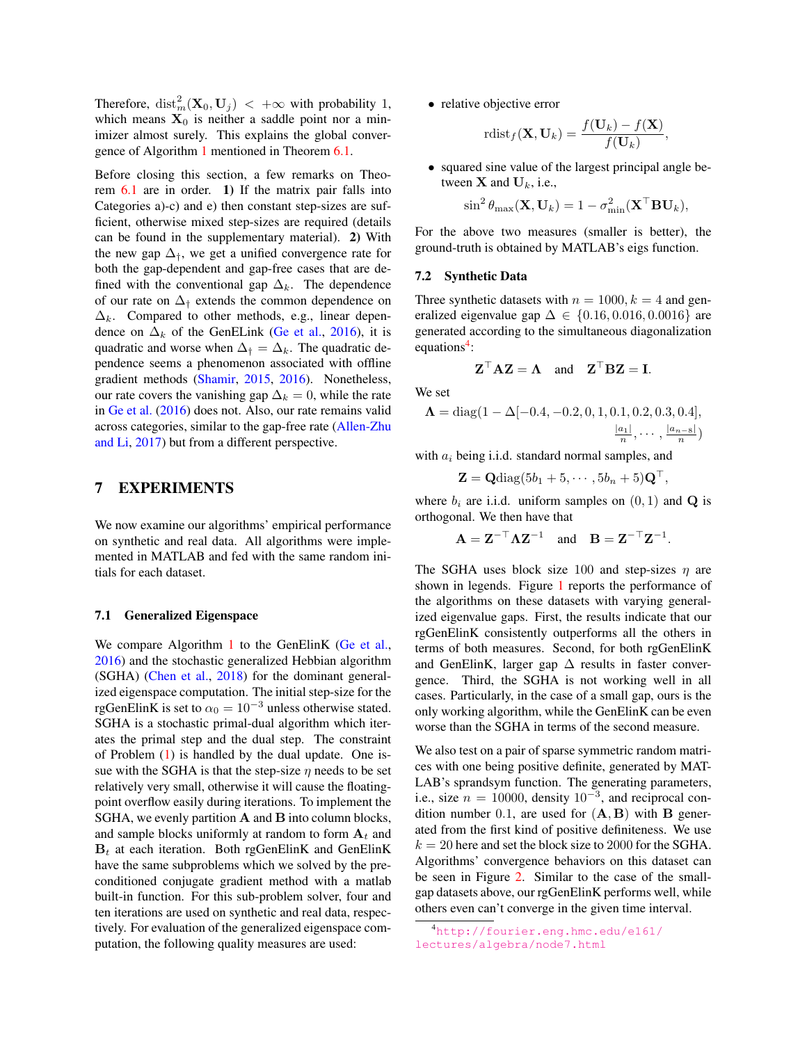Therefore, $\text{dist}_m^2(\mathbf{X}_0, \mathbf{U}_j) < +\infty$ with probability 1, which means $\mathbf{X}_0$ is neither a saddle point nor a minimizer almost surely. This explains the global convergence of Algorithm 1 mentioned in Theorem 6.1.

Before closing this section, a few remarks on Theorem 6.1 are in order. **1)** If the matrix pair falls into Categories a)-c) and e) then constant step-sizes are sufficient, otherwise mixed step-sizes are required (details can be found in the supplementary material). **2)** With the new gap $\Delta_\dagger$, we get a unified convergence rate for both the gap-dependent and gap-free cases that are defined with the conventional gap $\Delta_k$. The dependence of our rate on $\Delta_\dagger$ extends the common dependence on $\Delta_k$. Compared to other methods, e.g., linear dependence on $\Delta_k$ of the GenELink (Ge et al., 2016), it is quadratic and worse when $\Delta_\dagger = \Delta_k$. The quadratic dependence seems a phenomenon associated with offline gradient methods (Shamir, 2015, 2016). Nonetheless, our rate covers the vanishing gap $\Delta_k = 0$, while the rate in Ge et al. (2016) does not. Also, our rate remains valid across categories, similar to the gap-free rate (Allen-Zhu and Li, 2017) but from a different perspective.

# 7 EXPERIMENTS

We now examine our algorithms' empirical performance on synthetic and real data. All algorithms were implemented in MATLAB and fed with the same random initials for each dataset.

## 7.1 Generalized Eigenspace

We compare Algorithm 1 to the GenElinK (Ge et al., 2016) and the stochastic generalized Hebbian algorithm (SGHA) (Chen et al., 2018) for the dominant generalized eigenspace computation. The initial step-size for the rgGenElinK is set to $\alpha_0 = 10^{-3}$ unless otherwise stated. SGHA is a stochastic primal-dual algorithm which iterates the primal step and the dual step. The constraint of Problem (1) is handled by the dual update. One issue with the SGHA is that the step-size $\eta$ needs to be set relatively very small, otherwise it will cause the floating-point overflow easily during iterations. To implement the SGHA, we evenly partition $\mathbf{A}$ and $\mathbf{B}$ into column blocks, and sample blocks uniformly at random to form $\mathbf{A}_t$ and $\mathbf{B}_t$ at each iteration. Both rgGenElinK and GenElinK have the same subproblems which we solved by the preconditioned conjugate gradient method with a matlab built-in function. For this sub-problem solver, four and ten iterations are used on synthetic and real data, respectively. For evaluation of the generalized eigenspace computation, the following quality measures are used:

- relative objective error
$$\text{rdist}_f(\mathbf{X}, \mathbf{U}_k) = \frac{f(\mathbf{U}_k) - f(\mathbf{X})}{f(\mathbf{U}_k)},$$
- squared sine value of the largest principal angle between $\mathbf{X}$ and $\mathbf{U}_k$, i.e.,
$$\sin^2 \theta_{\max}(\mathbf{X}, \mathbf{U}_k) = 1 - \sigma_{\min}^2(\mathbf{X}^\top \mathbf{B} \mathbf{U}_k),$$

For the above two measures (smaller is better), the ground-truth is obtained by MATLAB's eigs function.

## 7.2 Synthetic Data

Three synthetic datasets with $n = 1000, k = 4$ and generalized eigenvalue gap $\Delta \in \{0.16, 0.016, 0.0016\}$ are generated according to the simultaneous diagonalization equations[4]:

$$\mathbf{Z}^\top \mathbf{A} \mathbf{Z} = \mathbf{\Lambda} \quad \text{and} \quad \mathbf{Z}^\top \mathbf{B} \mathbf{Z} = \mathbf{I}.$$

We set

$$\mathbf{\Lambda} = \text{diag}(1 - \Delta[-0.4, -0.2, 0, 1, 0.1, 0.2, 0.3, 0.4], \tfrac{|a_1|}{n}, \cdots, \tfrac{|a_{n-8}|}{n})$$

with $a_i$ being i.i.d. standard normal samples, and

$$\mathbf{Z} = \mathbf{Q}\text{diag}(5b_1 + 5, \cdots, 5b_n + 5)\mathbf{Q}^\top,$$

where $b_i$ are i.i.d. uniform samples on $(0, 1)$ and $\mathbf{Q}$ is orthogonal. We then have that

$$\mathbf{A} = \mathbf{Z}^{-\top} \mathbf{\Lambda} \mathbf{Z}^{-1} \quad \text{and} \quad \mathbf{B} = \mathbf{Z}^{-\top} \mathbf{Z}^{-1}.$$

The SGHA uses block size 100 and step-sizes $\eta$ are shown in legends. Figure 1 reports the performance of the algorithms on these datasets with varying generalized eigenvalue gaps. First, the results indicate that our rgGenElinK consistently outperforms all the others in terms of both measures. Second, for both rgGenElinK and GenElinK, larger gap $\Delta$ results in faster convergence. Third, the SGHA is not working well in all cases. Particularly, in the case of a small gap, ours is the only working algorithm, while the GenElinK can be even worse than the SGHA in terms of the second measure.

We also test on a pair of sparse symmetric random matrices with one being positive definite, generated by MATLAB's sprandsym function. The generating parameters, i.e., size $n = 10000$, density $10^{-3}$, and reciprocal condition number 0.1, are used for $(\mathbf{A}, \mathbf{B})$ with $\mathbf{B}$ generated from the first kind of positive definiteness. We use $k = 20$ here and set the block size to 2000 for the SGHA. Algorithms' convergence behaviors on this dataset can be seen in Figure 2. Similar to the case of the small-gap datasets above, our rgGenElinK performs well, while others even can't converge in the given time interval.

[4] http://fourier.eng.hmc.edu/e161/lectures/algebra/node7.html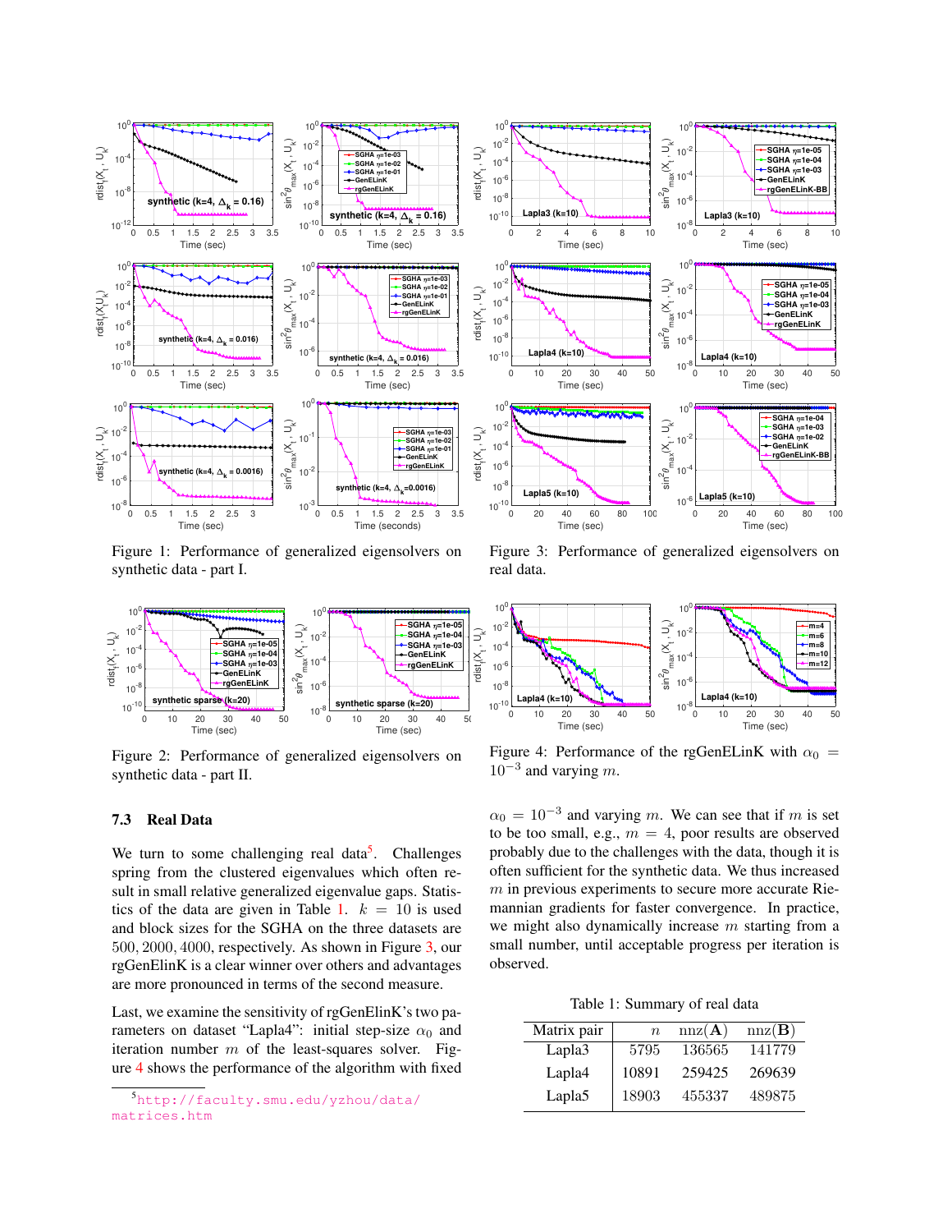Figure 1: Performance of generalized eigensolvers on synthetic data - part I.

Figure 2: Performance of generalized eigensolvers on synthetic data - part II.

### 7.3 Real Data

We turn to some challenging real data[5]. Challenges spring from the clustered eigenvalues which often result in small relative generalized eigenvalue gaps. Statistics of the data are given in Table 1. $k = 10$ is used and block sizes for the SGHA on the three datasets are $500, 2000, 4000$, respectively. As shown in Figure 3, our rgGenElinK is a clear winner over others and advantages are more pronounced in terms of the second measure.

Last, we examine the sensitivity of rgGenElinK's two parameters on dataset "Lapla4": initial step-size $\alpha_0$ and iteration number $m$ of the least-squares solver. Figure 4 shows the performance of the algorithm with fixed $\alpha_0 = 10^{-3}$ and varying $m$. We can see that if $m$ is set to be too small, e.g., $m = 4$, poor results are observed probably due to the challenges with the data, though it is often sufficient for the synthetic data. We thus increased $m$ in previous experiments to secure more accurate Riemannian gradients for faster convergence. In practice, we might also dynamically increase $m$ starting from a small number, until acceptable progress per iteration is observed.

[5] http://faculty.smu.edu/yzhou/data/matrices.htm

Figure 3: Performance of generalized eigensolvers on real data.

Figure 4: Performance of the rgGenELinK with $\alpha_0 = 10^{-3}$ and varying $m$.

Table 1: Summary of real data

| Matrix pair | $n$ | nnz($\mathbf{A}$) | nnz($\mathbf{B}$) |
|---|---|---|---|
| Lapla3 | 5795 | 136565 | 141779 |
| Lapla4 | 10891 | 259425 | 269639 |
| Lapla5 | 18903 | 455337 | 489875 |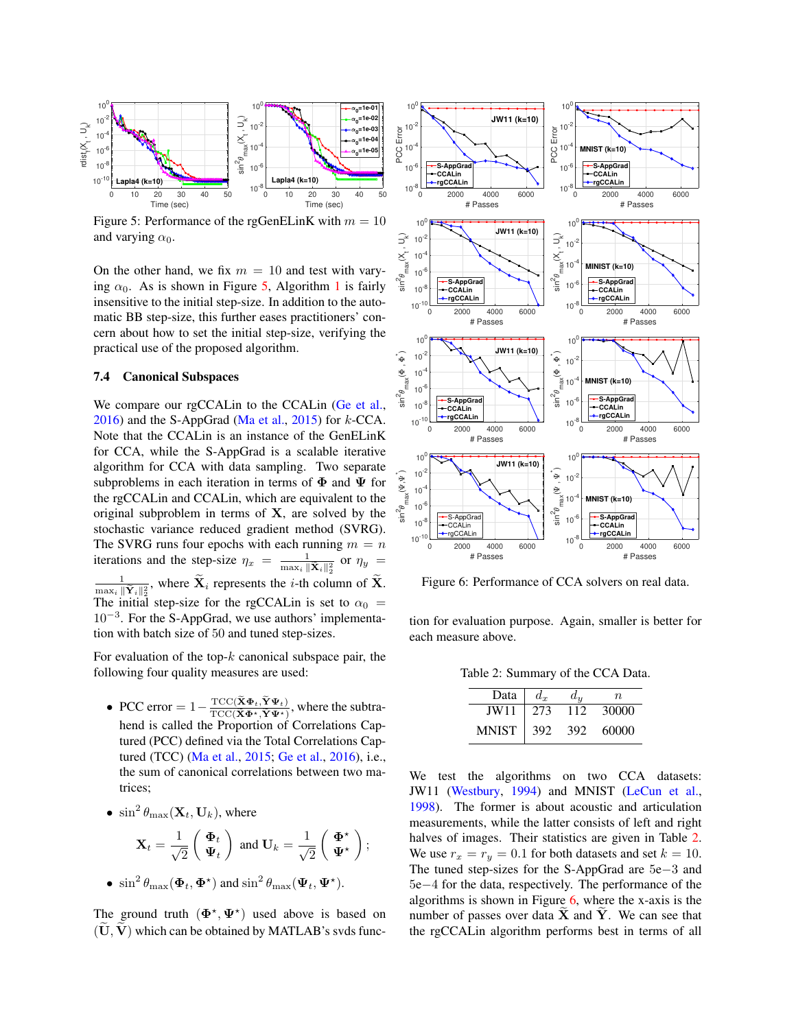Figure 5: Performance of the rgGenELinK with $m = 10$ and varying $\alpha_0$.

On the other hand, we fix $m = 10$ and test with varying $\alpha_0$. As is shown in Figure 5, Algorithm 1 is fairly insensitive to the initial step-size. In addition to the automatic BB step-size, this further eases practitioners' concern about how to set the initial step-size, verifying the practical use of the proposed algorithm.

### 7.4 Canonical Subspaces

We compare our rgCCALin to the CCALin (Ge et al., 2016) and the S-AppGrad (Ma et al., 2015) for $k$-CCA. Note that the CCALin is an instance of the GenELinK for CCA, while the S-AppGrad is a scalable iterative algorithm for CCA with data sampling. Two separate subproblems in each iteration in terms of $\mathbf{\Phi}$ and $\mathbf{\Psi}$ for the rgCCALin and CCALin, which are equivalent to the original subproblem in terms of $\mathbf{X}$, are solved by the stochastic variance reduced gradient method (SVRG). The SVRG runs four epochs with each running $m = n$ iterations and the step-size $\eta_x = \frac{1}{\max_i \|\widetilde{\mathbf{X}}_i\|_2^2}$ or $\eta_y = \frac{1}{\max_i \|\widetilde{\mathbf{Y}}_i\|_2^2}$, where $\widetilde{\mathbf{X}}_i$ represents the $i$-th column of $\widetilde{\mathbf{X}}$. The initial step-size for the rgCCALin is set to $\alpha_0 = 10^{-3}$. For the S-AppGrad, we use authors' implementation with batch size of 50 and tuned step-sizes.

For evaluation of the top-$k$ canonical subspace pair, the following four quality measures are used:

- PCC error $= 1 - \frac{\mathrm{TCC}(\widetilde{\mathbf{X}}\mathbf{\Phi}_t, \widetilde{\mathbf{Y}}\mathbf{\Psi}_t)}{\mathrm{TCC}(\widetilde{\mathbf{X}}\mathbf{\Phi}^\star, \widetilde{\mathbf{Y}}\mathbf{\Psi}^\star)}$, where the subtrahend is called the Proportion of Correlations Captured (PCC) defined via the Total Correlations Captured (TCC) (Ma et al., 2015; Ge et al., 2016), i.e., the sum of canonical correlations between two matrices;
- $\sin^2\theta_{\max}(\mathbf{X}_t, \mathbf{U}_k)$, where
$$\mathbf{X}_t = \frac{1}{\sqrt{2}}\begin{pmatrix}\mathbf{\Phi}_t \\ \mathbf{\Psi}_t\end{pmatrix} \text{ and } \mathbf{U}_k = \frac{1}{\sqrt{2}}\begin{pmatrix}\mathbf{\Phi}^\star \\ \mathbf{\Psi}^\star\end{pmatrix};$$
- $\sin^2\theta_{\max}(\mathbf{\Phi}_t, \mathbf{\Phi}^\star)$ and $\sin^2\theta_{\max}(\mathbf{\Psi}_t, \mathbf{\Psi}^\star)$.

The ground truth $(\mathbf{\Phi}^\star, \mathbf{\Psi}^\star)$ used above is based on $(\widetilde{\mathbf{U}}, \widetilde{\mathbf{V}})$ which can be obtained by MATLAB's svds function for evaluation purpose. Again, smaller is better for each measure above.

Figure 6: Performance of CCA solvers on real data.

Table 2: Summary of the CCA Data.

| Data | $d_x$ | $d_y$ | $n$ |
|---|---|---|---|
| JW11 | 273 | 112 | 30000 |
| MNIST | 392 | 392 | 60000 |

We test the algorithms on two CCA datasets: JW11 (Westbury, 1994) and MNIST (LeCun et al., 1998). The former is about acoustic and articulation measurements, while the latter consists of left and right halves of images. Their statistics are given in Table 2. We use $r_x = r_y = 0.1$ for both datasets and set $k = 10$. The tuned step-sizes for the S-AppGrad are 5e−3 and 5e−4 for the data, respectively. The performance of the algorithms is shown in Figure 6, where the x-axis is the number of passes over data $\widetilde{\mathbf{X}}$ and $\widetilde{\mathbf{Y}}$. We can see that the rgCCALin algorithm performs best in terms of all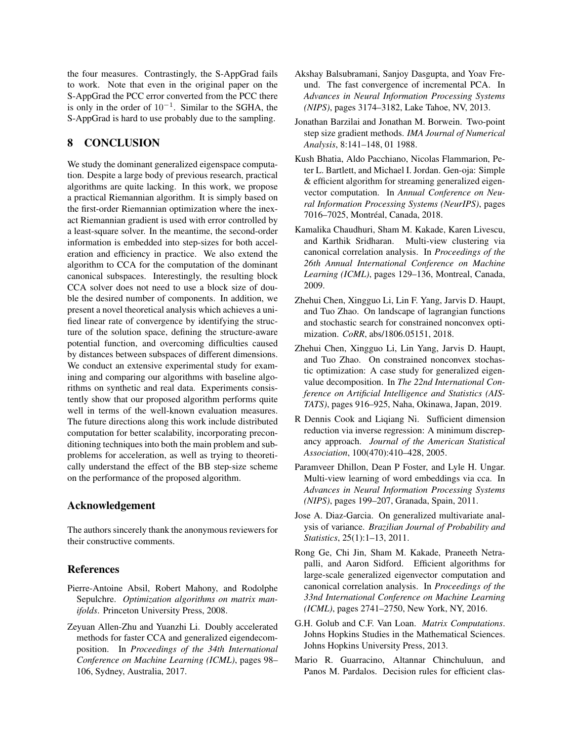the four measures. Contrastingly, the S-AppGrad fails to work. Note that even in the original paper on the S-AppGrad the PCC error converted from the PCC there is only in the order of $10^{-1}$. Similar to the SGHA, the S-AppGrad is hard to use probably due to the sampling.

## 8 CONCLUSION

We study the dominant generalized eigenspace computation. Despite a large body of previous research, practical algorithms are quite lacking. In this work, we propose a practical Riemannian algorithm. It is simply based on the first-order Riemannian optimization where the inexact Riemannian gradient is used with error controlled by a least-square solver. In the meantime, the second-order information is embedded into step-sizes for both acceleration and efficiency in practice. We also extend the algorithm to CCA for the computation of the dominant canonical subspaces. Interestingly, the resulting block CCA solver does not need to use a block size of double the desired number of components. In addition, we present a novel theoretical analysis which achieves a unified linear rate of convergence by identifying the structure of the solution space, defining the structure-aware potential function, and overcoming difficulties caused by distances between subspaces of different dimensions. We conduct an extensive experimental study for examining and comparing our algorithms with baseline algorithms on synthetic and real data. Experiments consistently show that our proposed algorithm performs quite well in terms of the well-known evaluation measures. The future directions along this work include distributed computation for better scalability, incorporating preconditioning techniques into both the main problem and subproblems for acceleration, as well as trying to theoretically understand the effect of the BB step-size scheme on the performance of the proposed algorithm.

## Acknowledgement

The authors sincerely thank the anonymous reviewers for their constructive comments.

## References

Pierre-Antoine Absil, Robert Mahony, and Rodolphe Sepulchre. *Optimization algorithms on matrix manifolds*. Princeton University Press, 2008.

Zeyuan Allen-Zhu and Yuanzhi Li. Doubly accelerated methods for faster CCA and generalized eigendecomposition. In *Proceedings of the 34th International Conference on Machine Learning (ICML)*, pages 98–106, Sydney, Australia, 2017.

Akshay Balsubramani, Sanjoy Dasgupta, and Yoav Freund. The fast convergence of incremental PCA. In *Advances in Neural Information Processing Systems (NIPS)*, pages 3174–3182, Lake Tahoe, NV, 2013.

Jonathan Barzilai and Jonathan M. Borwein. Two-point step size gradient methods. *IMA Journal of Numerical Analysis*, 8:141–148, 01 1988.

Kush Bhatia, Aldo Pacchiano, Nicolas Flammarion, Peter L. Bartlett, and Michael I. Jordan. Gen-oja: Simple & efficient algorithm for streaming generalized eigenvector computation. In *Annual Conference on Neural Information Processing Systems (NeurIPS)*, pages 7016–7025, Montréal, Canada, 2018.

Kamalika Chaudhuri, Sham M. Kakade, Karen Livescu, and Karthik Sridharan. Multi-view clustering via canonical correlation analysis. In *Proceedings of the 26th Annual International Conference on Machine Learning (ICML)*, pages 129–136, Montreal, Canada, 2009.

Zhehui Chen, Xingguo Li, Lin F. Yang, Jarvis D. Haupt, and Tuo Zhao. On landscape of lagrangian functions and stochastic search for constrained nonconvex optimization. *CoRR*, abs/1806.05151, 2018.

Zhehui Chen, Xingguo Li, Lin Yang, Jarvis D. Haupt, and Tuo Zhao. On constrained nonconvex stochastic optimization: A case study for generalized eigenvalue decomposition. In *The 22nd International Conference on Artificial Intelligence and Statistics (AISTATS)*, pages 916–925, Naha, Okinawa, Japan, 2019.

R Dennis Cook and Liqiang Ni. Sufficient dimension reduction via inverse regression: A minimum discrepancy approach. *Journal of the American Statistical Association*, 100(470):410–428, 2005.

Paramveer Dhillon, Dean P Foster, and Lyle H. Ungar. Multi-view learning of word embeddings via cca. In *Advances in Neural Information Processing Systems (NIPS)*, pages 199–207, Granada, Spain, 2011.

Jose A. Diaz-Garcia. On generalized multivariate analysis of variance. *Brazilian Journal of Probability and Statistics*, 25(1):1–13, 2011.

Rong Ge, Chi Jin, Sham M. Kakade, Praneeth Netrapalli, and Aaron Sidford. Efficient algorithms for large-scale generalized eigenvector computation and canonical correlation analysis. In *Proceedings of the 33nd International Conference on Machine Learning (ICML)*, pages 2741–2750, New York, NY, 2016.

G.H. Golub and C.F. Van Loan. *Matrix Computations*. Johns Hopkins Studies in the Mathematical Sciences. Johns Hopkins University Press, 2013.

Mario R. Guarracino, Altannar Chinchuluun, and Panos M. Pardalos. Decision rules for efficient clas-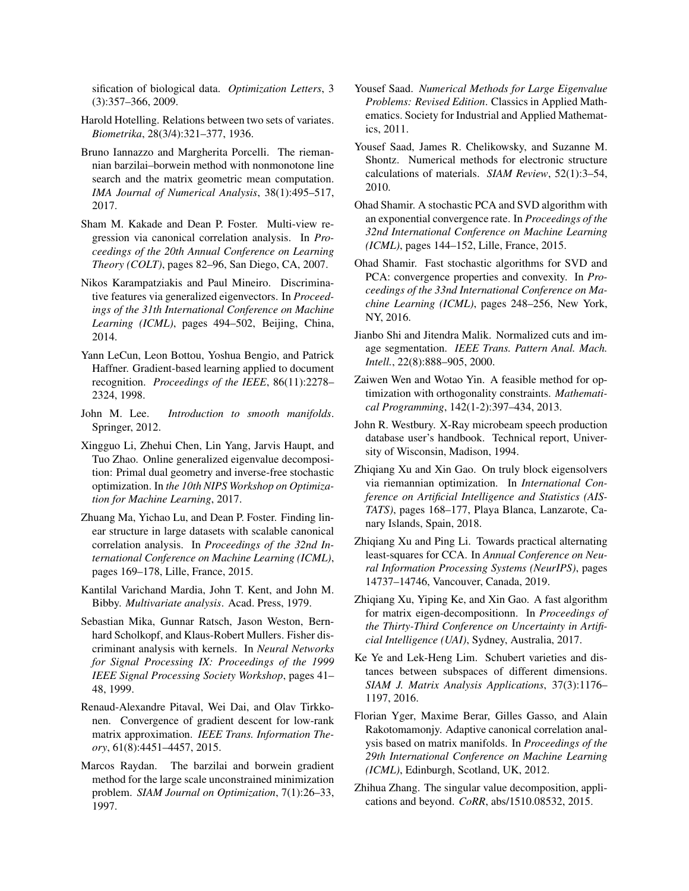sification of biological data. *Optimization Letters*, 3 (3):357–366, 2009.

Harold Hotelling. Relations between two sets of variates. *Biometrika*, 28(3/4):321–377, 1936.

Bruno Iannazzo and Margherita Porcelli. The riemannian barzilai–borwein method with nonmonotone line search and the matrix geometric mean computation. *IMA Journal of Numerical Analysis*, 38(1):495–517, 2017.

Sham M. Kakade and Dean P. Foster. Multi-view regression via canonical correlation analysis. In *Proceedings of the 20th Annual Conference on Learning Theory (COLT)*, pages 82–96, San Diego, CA, 2007.

Nikos Karampatziakis and Paul Mineiro. Discriminative features via generalized eigenvectors. In *Proceedings of the 31th International Conference on Machine Learning (ICML)*, pages 494–502, Beijing, China, 2014.

Yann LeCun, Leon Bottou, Yoshua Bengio, and Patrick Haffner. Gradient-based learning applied to document recognition. *Proceedings of the IEEE*, 86(11):2278–2324, 1998.

John M. Lee. *Introduction to smooth manifolds*. Springer, 2012.

Xingguo Li, Zhehui Chen, Lin Yang, Jarvis Haupt, and Tuo Zhao. Online generalized eigenvalue decomposition: Primal dual geometry and inverse-free stochastic optimization. In *the 10th NIPS Workshop on Optimization for Machine Learning*, 2017.

Zhuang Ma, Yichao Lu, and Dean P. Foster. Finding linear structure in large datasets with scalable canonical correlation analysis. In *Proceedings of the 32nd International Conference on Machine Learning (ICML)*, pages 169–178, Lille, France, 2015.

Kantilal Varichand Mardia, John T. Kent, and John M. Bibby. *Multivariate analysis*. Acad. Press, 1979.

Sebastian Mika, Gunnar Ratsch, Jason Weston, Bernhard Scholkopf, and Klaus-Robert Mullers. Fisher discriminant analysis with kernels. In *Neural Networks for Signal Processing IX: Proceedings of the 1999 IEEE Signal Processing Society Workshop*, pages 41–48, 1999.

Renaud-Alexandre Pitaval, Wei Dai, and Olav Tirkkonen. Convergence of gradient descent for low-rank matrix approximation. *IEEE Trans. Information Theory*, 61(8):4451–4457, 2015.

Marcos Raydan. The barzilai and borwein gradient method for the large scale unconstrained minimization problem. *SIAM Journal on Optimization*, 7(1):26–33, 1997.

Yousef Saad. *Numerical Methods for Large Eigenvalue Problems: Revised Edition*. Classics in Applied Mathematics. Society for Industrial and Applied Mathematics, 2011.

Yousef Saad, James R. Chelikowsky, and Suzanne M. Shontz. Numerical methods for electronic structure calculations of materials. *SIAM Review*, 52(1):3–54, 2010.

Ohad Shamir. A stochastic PCA and SVD algorithm with an exponential convergence rate. In *Proceedings of the 32nd International Conference on Machine Learning (ICML)*, pages 144–152, Lille, France, 2015.

Ohad Shamir. Fast stochastic algorithms for SVD and PCA: convergence properties and convexity. In *Proceedings of the 33nd International Conference on Machine Learning (ICML)*, pages 248–256, New York, NY, 2016.

Jianbo Shi and Jitendra Malik. Normalized cuts and image segmentation. *IEEE Trans. Pattern Anal. Mach. Intell.*, 22(8):888–905, 2000.

Zaiwen Wen and Wotao Yin. A feasible method for optimization with orthogonality constraints. *Mathematical Programming*, 142(1-2):397–434, 2013.

John R. Westbury. X-Ray microbeam speech production database user's handbook. Technical report, University of Wisconsin, Madison, 1994.

Zhiqiang Xu and Xin Gao. On truly block eigensolvers via riemannian optimization. In *International Conference on Artificial Intelligence and Statistics (AISTATS)*, pages 168–177, Playa Blanca, Lanzarote, Canary Islands, Spain, 2018.

Zhiqiang Xu and Ping Li. Towards practical alternating least-squares for CCA. In *Annual Conference on Neural Information Processing Systems (NeurIPS)*, pages 14737–14746, Vancouver, Canada, 2019.

Zhiqiang Xu, Yiping Ke, and Xin Gao. A fast algorithm for matrix eigen-decompositionn. In *Proceedings of the Thirty-Third Conference on Uncertainty in Artificial Intelligence (UAI)*, Sydney, Australia, 2017.

Ke Ye and Lek-Heng Lim. Schubert varieties and distances between subspaces of different dimensions. *SIAM J. Matrix Analysis Applications*, 37(3):1176–1197, 2016.

Florian Yger, Maxime Berar, Gilles Gasso, and Alain Rakotomamonjy. Adaptive canonical correlation analysis based on matrix manifolds. In *Proceedings of the 29th International Conference on Machine Learning (ICML)*, Edinburgh, Scotland, UK, 2012.

Zhihua Zhang. The singular value decomposition, applications and beyond. *CoRR*, abs/1510.08532, 2015.